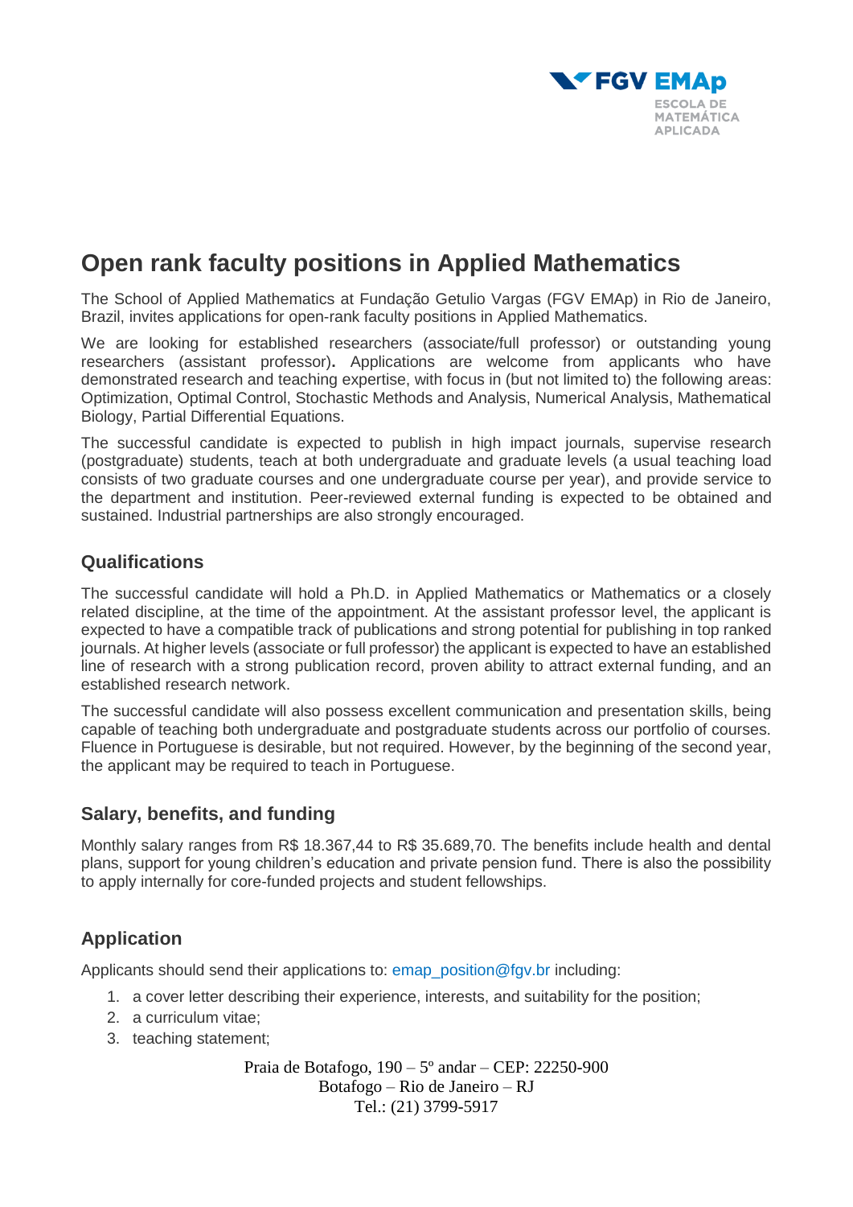# Open rank faculty positions in Applied Mathematics

The School of Applied Mathematics at Fundação Getulio Vargas (FGV EMAp) in Rio de Janeiro, Brazil, invites applications for open-rank faculty positions in Applied Mathematics.

We are looking for established researchers (associate/full professor) or outstanding young researchers (assistant professor). Applications are welcome from applicants who have demonstrated research and teaching expertise, with focus in (but not limited to) the following areas: Optimization, Optimal Control, Stochastic Methods and Analysis, Numerical Analysis, Mathematical Biology, Partial Differential Equations.

The successful candidate is expected to publish in high impact journals, supervise research (postgraduate) students, teach at both undergraduate and graduate levels (a usual teaching load consists of two graduate courses and one undergraduate course per year), and provide service to the department and institution. Peer-reviewed external funding is expected to be obtained and sustained. Industrial partnerships are also strongly encouraged.

## Qualifications

The successful candidate will hold a Ph.D. in Applied Mathematics or Mathematics or a closely related discipline, at the time of the appointment. At the assistant professor level, the applicant is expected to have a compatible track of publications and strong potential for publishing in top ranked journals. At higher levels (associate or full professor) the applicant is expected to have an established line of research with a strong publication record, proven ability to attract external funding, and an established research network.

The successful candidate will also possess excellent communication and presentation skills, being capable of teaching both undergraduate and postgraduate students across our portfolio of courses. Fluence in Portuguese is desirable, but not required. However, by the beginning of the second year, the applicant may be required to teach in Portuguese.

## Salary, benefits, and funding

Monthly salary ranges from R$ 18.367,44 to R$ 35.689,70. The benefits include health and dental plans, support for young children's education and private pension fund. There is also the possibility to apply internally for core-funded projects and student fellowships.

## Application

Applicants should send their applications to: emap_position@fgv.br including:

1. a cover letter describing their experience, interests, and suitability for the position;
2. a curriculum vitae;
3. teaching statement;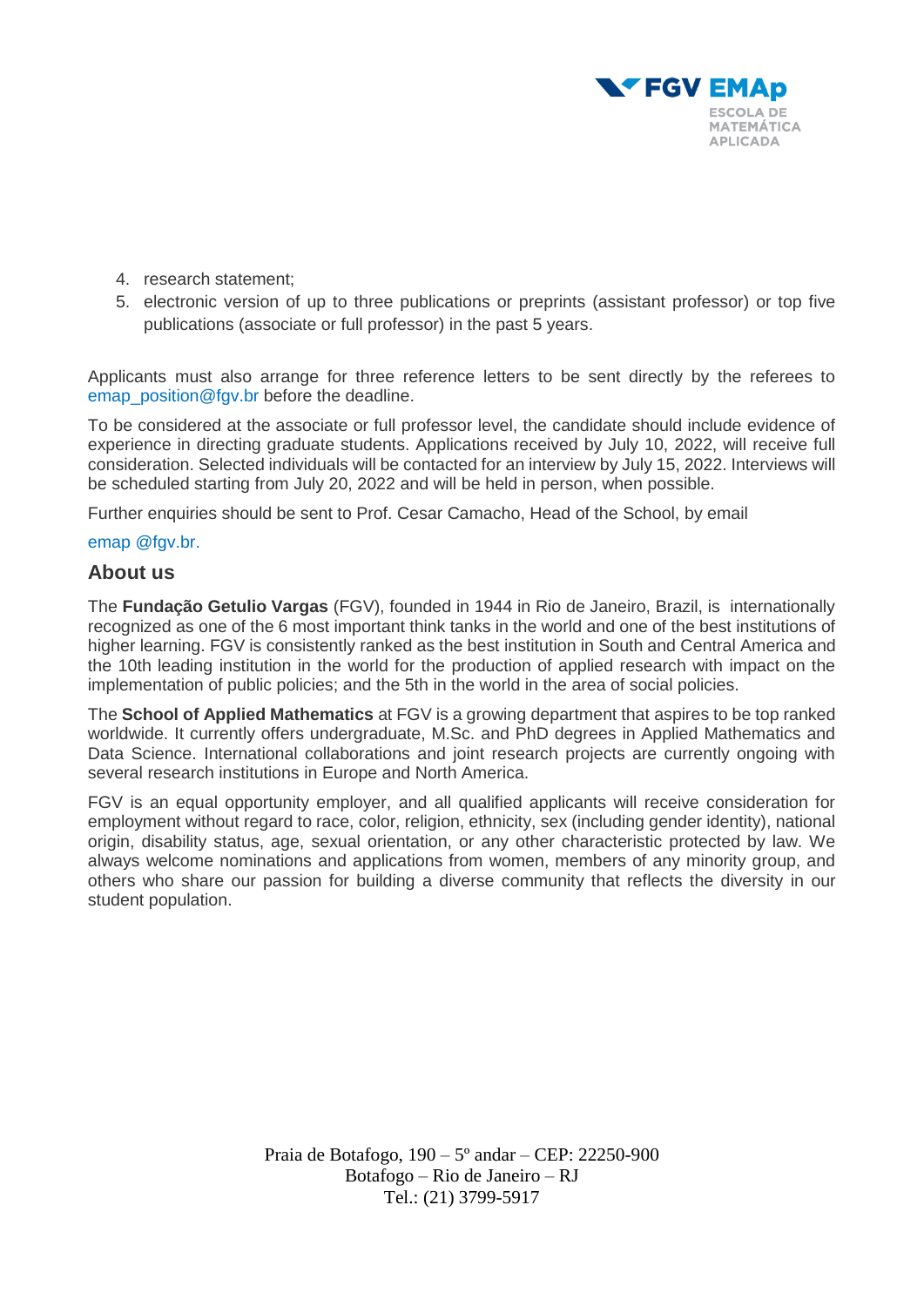4. research statement;
5. electronic version of up to three publications or preprints (assistant professor) or top five publications (associate or full professor) in the past 5 years.

Applicants must also arrange for three reference letters to be sent directly by the referees to emap_position@fgv.br before the deadline.

To be considered at the associate or full professor level, the candidate should include evidence of experience in directing graduate students. Applications received by July 10, 2022, will receive full consideration. Selected individuals will be contacted for an interview by July 15, 2022. Interviews will be scheduled starting from July 20, 2022 and will be held in person, when possible.

Further enquiries should be sent to Prof. Cesar Camacho, Head of the School, by email

emap @fgv.br.

## About us

The **Fundação Getulio Vargas** (FGV), founded in 1944 in Rio de Janeiro, Brazil, is internationally recognized as one of the 6 most important think tanks in the world and one of the best institutions of higher learning. FGV is consistently ranked as the best institution in South and Central America and the 10th leading institution in the world for the production of applied research with impact on the implementation of public policies; and the 5th in the world in the area of social policies.

The **School of Applied Mathematics** at FGV is a growing department that aspires to be top ranked worldwide. It currently offers undergraduate, M.Sc. and PhD degrees in Applied Mathematics and Data Science. International collaborations and joint research projects are currently ongoing with several research institutions in Europe and North America.

FGV is an equal opportunity employer, and all qualified applicants will receive consideration for employment without regard to race, color, religion, ethnicity, sex (including gender identity), national origin, disability status, age, sexual orientation, or any other characteristic protected by law. We always welcome nominations and applications from women, members of any minority group, and others who share our passion for building a diverse community that reflects the diversity in our student population.